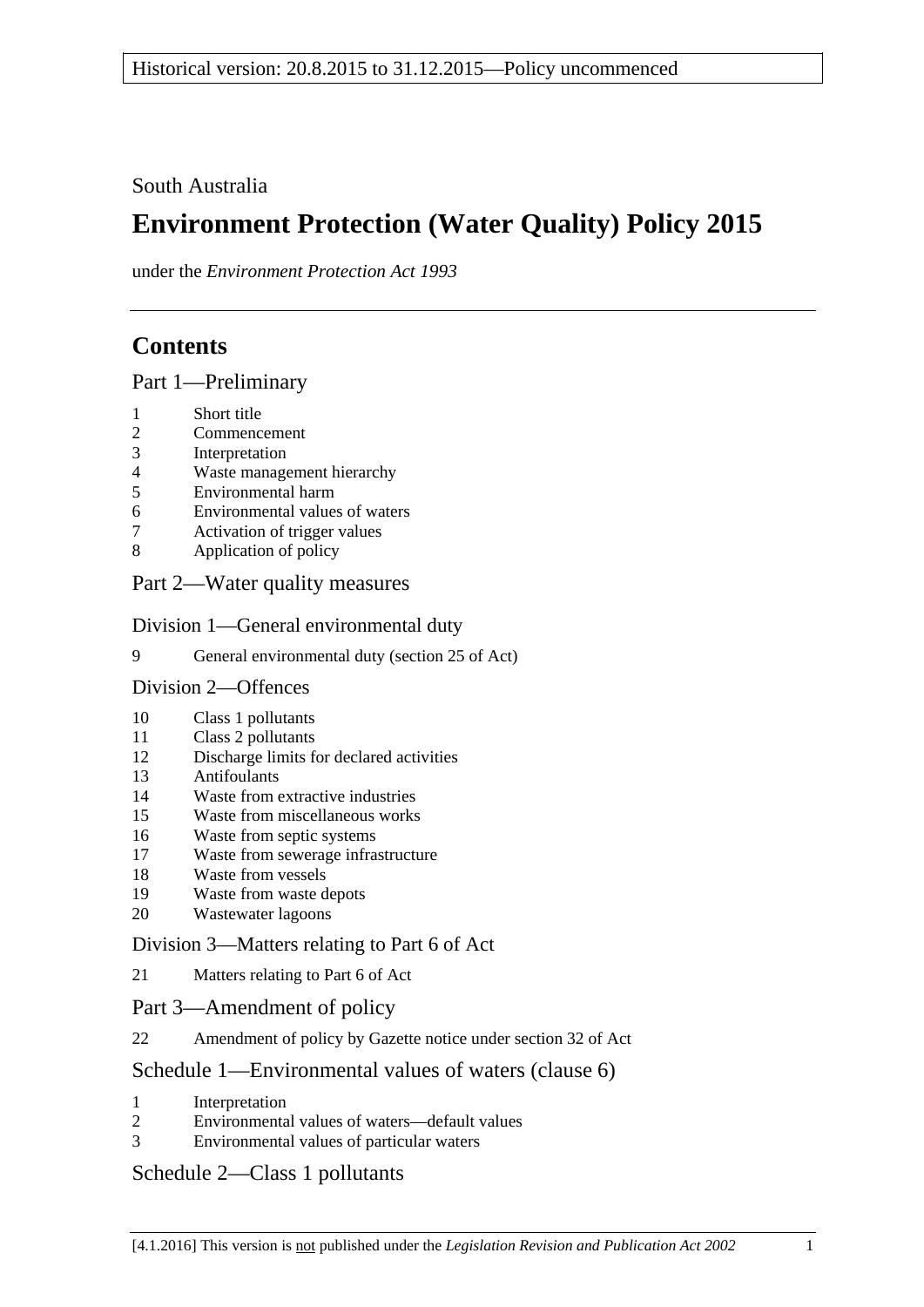Historical version: 20.8.2015 to 31.12.2015—Policy uncommenced

South Australia

# Environment Protection (Water Quality) Policy 2015

under the *Environment Protection Act 1993*

## Contents

### Part 1—Preliminary

1 Short title
2 Commencement
3 Interpretation
4 Waste management hierarchy
5 Environmental harm
6 Environmental values of waters
7 Activation of trigger values
8 Application of policy

### Part 2—Water quality measures

#### Division 1—General environmental duty

9 General environmental duty (section 25 of Act)

#### Division 2—Offences

10 Class 1 pollutants
11 Class 2 pollutants
12 Discharge limits for declared activities
13 Antifoulants
14 Waste from extractive industries
15 Waste from miscellaneous works
16 Waste from septic systems
17 Waste from sewerage infrastructure
18 Waste from vessels
19 Waste from waste depots
20 Wastewater lagoons

#### Division 3—Matters relating to Part 6 of Act

21 Matters relating to Part 6 of Act

### Part 3—Amendment of policy

22 Amendment of policy by Gazette notice under section 32 of Act

### Schedule 1—Environmental values of waters (clause 6)

1 Interpretation
2 Environmental values of waters—default values
3 Environmental values of particular waters

### Schedule 2—Class 1 pollutants

[4.1.2016] This version is not published under the *Legislation Revision and Publication Act 2002*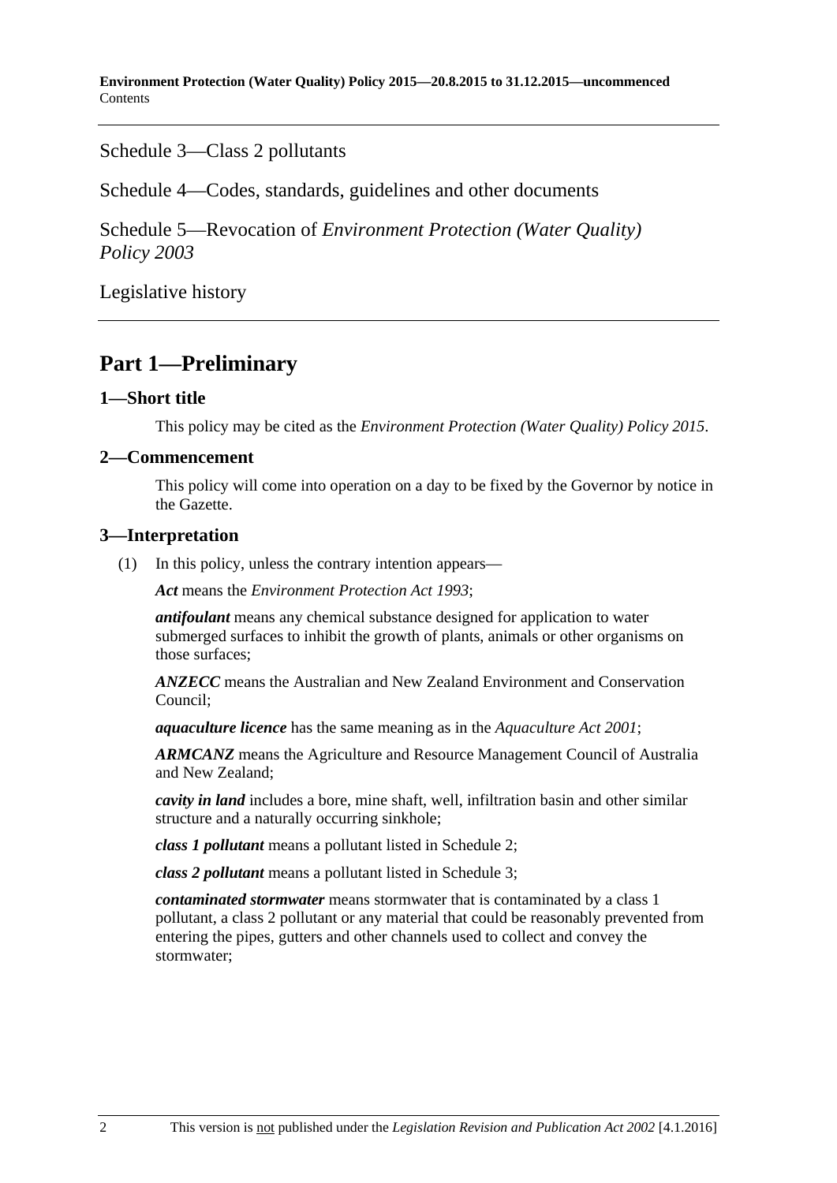Schedule 3—Class 2 pollutants

Schedule 4—Codes, standards, guidelines and other documents

Schedule 5—Revocation of *Environment Protection (Water Quality) Policy 2003*

Legislative history

# Part 1—Preliminary

## 1—Short title

This policy may be cited as the *Environment Protection (Water Quality) Policy 2015*.

## 2—Commencement

This policy will come into operation on a day to be fixed by the Governor by notice in the Gazette.

## 3—Interpretation

(1) In this policy, unless the contrary intention appears—

***Act*** means the *Environment Protection Act 1993*;

***antifoulant*** means any chemical substance designed for application to water submerged surfaces to inhibit the growth of plants, animals or other organisms on those surfaces;

***ANZECC*** means the Australian and New Zealand Environment and Conservation Council;

***aquaculture licence*** has the same meaning as in the *Aquaculture Act 2001*;

***ARMCANZ*** means the Agriculture and Resource Management Council of Australia and New Zealand;

***cavity in land*** includes a bore, mine shaft, well, infiltration basin and other similar structure and a naturally occurring sinkhole;

***class 1 pollutant*** means a pollutant listed in Schedule 2;

***class 2 pollutant*** means a pollutant listed in Schedule 3;

***contaminated stormwater*** means stormwater that is contaminated by a class 1 pollutant, a class 2 pollutant or any material that could be reasonably prevented from entering the pipes, gutters and other channels used to collect and convey the stormwater;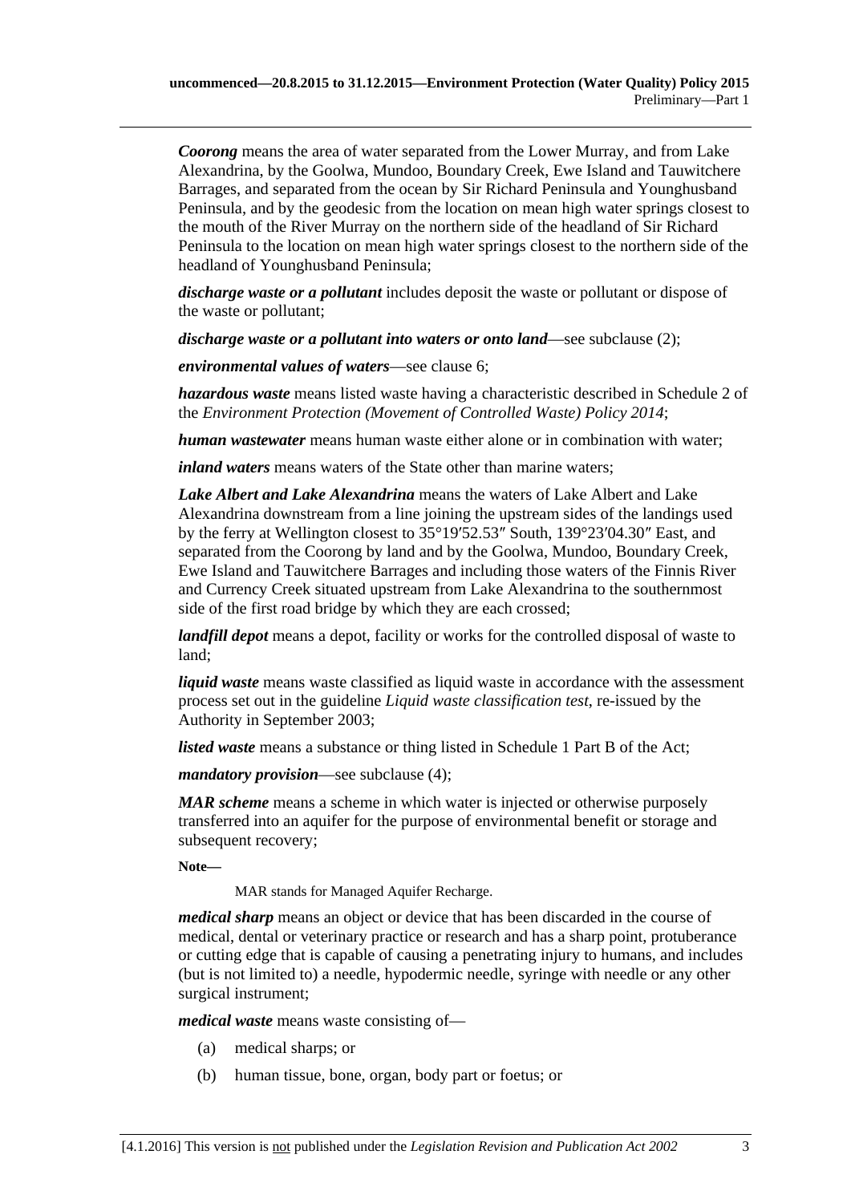***Coorong*** means the area of water separated from the Lower Murray, and from Lake Alexandrina, by the Goolwa, Mundoo, Boundary Creek, Ewe Island and Tauwitchere Barrages, and separated from the ocean by Sir Richard Peninsula and Younghusband Peninsula, and by the geodesic from the location on mean high water springs closest to the mouth of the River Murray on the northern side of the headland of Sir Richard Peninsula to the location on mean high water springs closest to the northern side of the headland of Younghusband Peninsula;

***discharge waste or a pollutant*** includes deposit the waste or pollutant or dispose of the waste or pollutant;

***discharge waste or a pollutant into waters or onto land***—see subclause (2);

***environmental values of waters***—see clause 6;

***hazardous waste*** means listed waste having a characteristic described in Schedule 2 of the *Environment Protection (Movement of Controlled Waste) Policy 2014*;

***human wastewater*** means human waste either alone or in combination with water;

***inland waters*** means waters of the State other than marine waters;

***Lake Albert and Lake Alexandrina*** means the waters of Lake Albert and Lake Alexandrina downstream from a line joining the upstream sides of the landings used by the ferry at Wellington closest to 35°19′52.53″ South, 139°23′04.30″ East, and separated from the Coorong by land and by the Goolwa, Mundoo, Boundary Creek, Ewe Island and Tauwitchere Barrages and including those waters of the Finnis River and Currency Creek situated upstream from Lake Alexandrina to the southernmost side of the first road bridge by which they are each crossed;

***landfill depot*** means a depot, facility or works for the controlled disposal of waste to land;

***liquid waste*** means waste classified as liquid waste in accordance with the assessment process set out in the guideline *Liquid waste classification test*, re-issued by the Authority in September 2003;

***listed waste*** means a substance or thing listed in Schedule 1 Part B of the Act;

***mandatory provision***—see subclause (4);

***MAR scheme*** means a scheme in which water is injected or otherwise purposely transferred into an aquifer for the purpose of environmental benefit or storage and subsequent recovery;

**Note—**

MAR stands for Managed Aquifer Recharge.

***medical sharp*** means an object or device that has been discarded in the course of medical, dental or veterinary practice or research and has a sharp point, protuberance or cutting edge that is capable of causing a penetrating injury to humans, and includes (but is not limited to) a needle, hypodermic needle, syringe with needle or any other surgical instrument;

***medical waste*** means waste consisting of—

(a) medical sharps; or

(b) human tissue, bone, organ, body part or foetus; or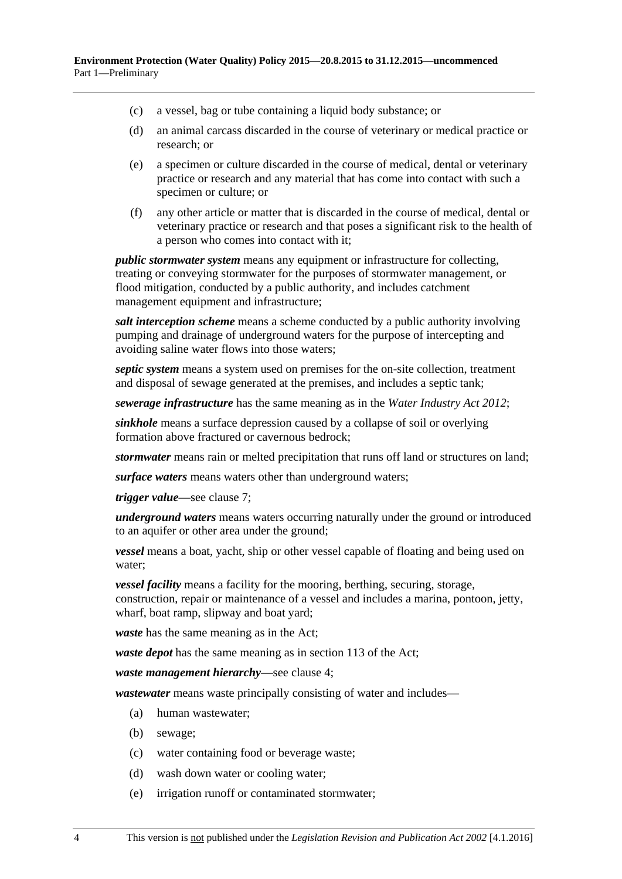(c) a vessel, bag or tube containing a liquid body substance; or

(d) an animal carcass discarded in the course of veterinary or medical practice or research; or

(e) a specimen or culture discarded in the course of medical, dental or veterinary practice or research and any material that has come into contact with such a specimen or culture; or

(f) any other article or matter that is discarded in the course of medical, dental or veterinary practice or research and that poses a significant risk to the health of a person who comes into contact with it;

***public stormwater system*** means any equipment or infrastructure for collecting, treating or conveying stormwater for the purposes of stormwater management, or flood mitigation, conducted by a public authority, and includes catchment management equipment and infrastructure;

***salt interception scheme*** means a scheme conducted by a public authority involving pumping and drainage of underground waters for the purpose of intercepting and avoiding saline water flows into those waters;

***septic system*** means a system used on premises for the on-site collection, treatment and disposal of sewage generated at the premises, and includes a septic tank;

***sewerage infrastructure*** has the same meaning as in the *Water Industry Act 2012*;

***sinkhole*** means a surface depression caused by a collapse of soil or overlying formation above fractured or cavernous bedrock;

***stormwater*** means rain or melted precipitation that runs off land or structures on land;

***surface waters*** means waters other than underground waters;

***trigger value***—see clause 7;

***underground waters*** means waters occurring naturally under the ground or introduced to an aquifer or other area under the ground;

***vessel*** means a boat, yacht, ship or other vessel capable of floating and being used on water;

***vessel facility*** means a facility for the mooring, berthing, securing, storage, construction, repair or maintenance of a vessel and includes a marina, pontoon, jetty, wharf, boat ramp, slipway and boat yard;

***waste*** has the same meaning as in the Act;

***waste depot*** has the same meaning as in section 113 of the Act;

***waste management hierarchy***—see clause 4;

***wastewater*** means waste principally consisting of water and includes—

(a) human wastewater;

(b) sewage;

(c) water containing food or beverage waste;

(d) wash down water or cooling water;

(e) irrigation runoff or contaminated stormwater;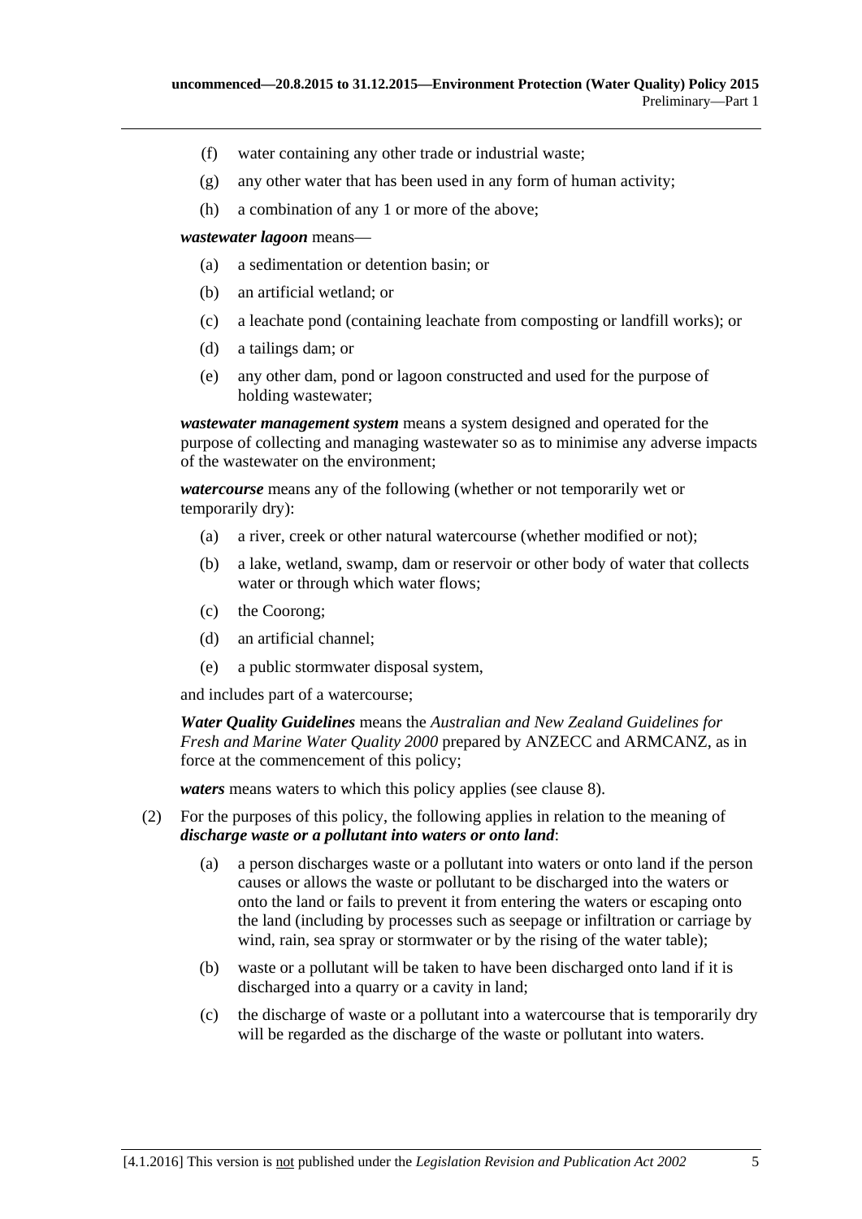(f) water containing any other trade or industrial waste;

(g) any other water that has been used in any form of human activity;

(h) a combination of any 1 or more of the above;

***wastewater lagoon*** means—

(a) a sedimentation or detention basin; or

(b) an artificial wetland; or

(c) a leachate pond (containing leachate from composting or landfill works); or

(d) a tailings dam; or

(e) any other dam, pond or lagoon constructed and used for the purpose of holding wastewater;

***wastewater management system*** means a system designed and operated for the purpose of collecting and managing wastewater so as to minimise any adverse impacts of the wastewater on the environment;

***watercourse*** means any of the following (whether or not temporarily wet or temporarily dry):

(a) a river, creek or other natural watercourse (whether modified or not);

(b) a lake, wetland, swamp, dam or reservoir or other body of water that collects water or through which water flows;

(c) the Coorong;

(d) an artificial channel;

(e) a public stormwater disposal system,

and includes part of a watercourse;

***Water Quality Guidelines*** means the *Australian and New Zealand Guidelines for Fresh and Marine Water Quality 2000* prepared by ANZECC and ARMCANZ, as in force at the commencement of this policy;

***waters*** means waters to which this policy applies (see clause 8).

(2) For the purposes of this policy, the following applies in relation to the meaning of ***discharge waste or a pollutant into waters or onto land***:

(a) a person discharges waste or a pollutant into waters or onto land if the person causes or allows the waste or pollutant to be discharged into the waters or onto the land or fails to prevent it from entering the waters or escaping onto the land (including by processes such as seepage or infiltration or carriage by wind, rain, sea spray or stormwater or by the rising of the water table);

(b) waste or a pollutant will be taken to have been discharged onto land if it is discharged into a quarry or a cavity in land;

(c) the discharge of waste or a pollutant into a watercourse that is temporarily dry will be regarded as the discharge of the waste or pollutant into waters.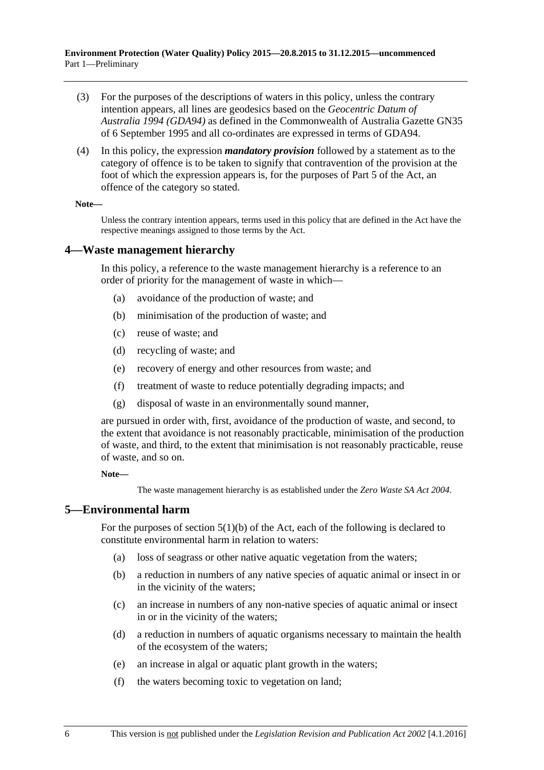(3) For the purposes of the descriptions of waters in this policy, unless the contrary intention appears, all lines are geodesics based on the *Geocentric Datum of Australia 1994 (GDA94)* as defined in the Commonwealth of Australia Gazette GN35 of 6 September 1995 and all co-ordinates are expressed in terms of GDA94.

(4) In this policy, the expression ***mandatory provision*** followed by a statement as to the category of offence is to be taken to signify that contravention of the provision at the foot of which the expression appears is, for the purposes of Part 5 of the Act, an offence of the category so stated.

**Note—**

Unless the contrary intention appears, terms used in this policy that are defined in the Act have the respective meanings assigned to those terms by the Act.

## 4—Waste management hierarchy

In this policy, a reference to the waste management hierarchy is a reference to an order of priority for the management of waste in which—

(a) avoidance of the production of waste; and

(b) minimisation of the production of waste; and

(c) reuse of waste; and

(d) recycling of waste; and

(e) recovery of energy and other resources from waste; and

(f) treatment of waste to reduce potentially degrading impacts; and

(g) disposal of waste in an environmentally sound manner,

are pursued in order with, first, avoidance of the production of waste, and second, to the extent that avoidance is not reasonably practicable, minimisation of the production of waste, and third, to the extent that minimisation is not reasonably practicable, reuse of waste, and so on.

**Note—**

The waste management hierarchy is as established under the *Zero Waste SA Act 2004*.

## 5—Environmental harm

For the purposes of section 5(1)(b) of the Act, each of the following is declared to constitute environmental harm in relation to waters:

(a) loss of seagrass or other native aquatic vegetation from the waters;

(b) a reduction in numbers of any native species of aquatic animal or insect in or in the vicinity of the waters;

(c) an increase in numbers of any non-native species of aquatic animal or insect in or in the vicinity of the waters;

(d) a reduction in numbers of aquatic organisms necessary to maintain the health of the ecosystem of the waters;

(e) an increase in algal or aquatic plant growth in the waters;

(f) the waters becoming toxic to vegetation on land;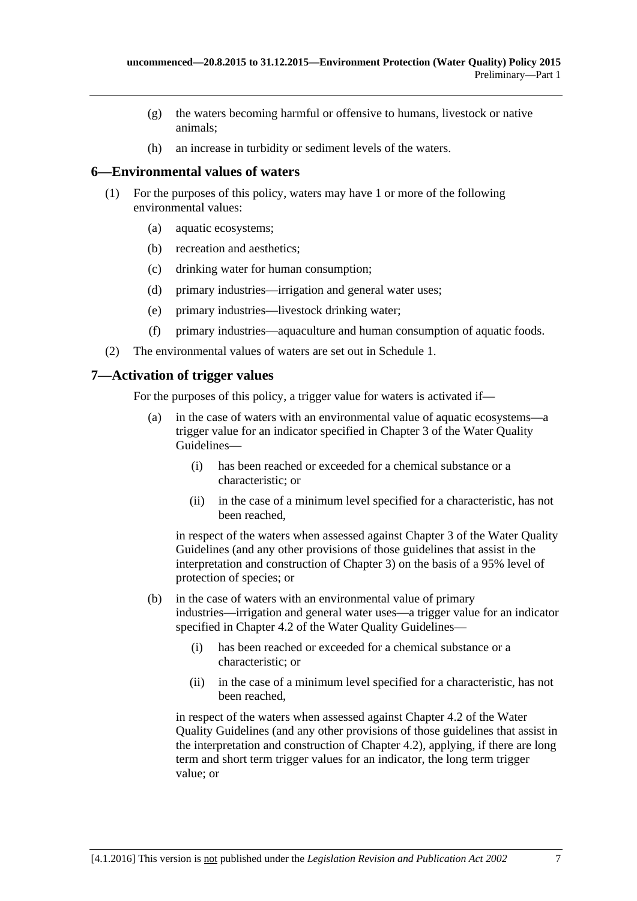(g) the waters becoming harmful or offensive to humans, livestock or native animals;

(h) an increase in turbidity or sediment levels of the waters.

## 6—Environmental values of waters

(1) For the purposes of this policy, waters may have 1 or more of the following environmental values:

(a) aquatic ecosystems;

(b) recreation and aesthetics;

(c) drinking water for human consumption;

(d) primary industries—irrigation and general water uses;

(e) primary industries—livestock drinking water;

(f) primary industries—aquaculture and human consumption of aquatic foods.

(2) The environmental values of waters are set out in Schedule 1.

## 7—Activation of trigger values

For the purposes of this policy, a trigger value for waters is activated if—

(a) in the case of waters with an environmental value of aquatic ecosystems—a trigger value for an indicator specified in Chapter 3 of the Water Quality Guidelines—

(i) has been reached or exceeded for a chemical substance or a characteristic; or

(ii) in the case of a minimum level specified for a characteristic, has not been reached,

in respect of the waters when assessed against Chapter 3 of the Water Quality Guidelines (and any other provisions of those guidelines that assist in the interpretation and construction of Chapter 3) on the basis of a 95% level of protection of species; or

(b) in the case of waters with an environmental value of primary industries—irrigation and general water uses—a trigger value for an indicator specified in Chapter 4.2 of the Water Quality Guidelines—

(i) has been reached or exceeded for a chemical substance or a characteristic; or

(ii) in the case of a minimum level specified for a characteristic, has not been reached,

in respect of the waters when assessed against Chapter 4.2 of the Water Quality Guidelines (and any other provisions of those guidelines that assist in the interpretation and construction of Chapter 4.2), applying, if there are long term and short term trigger values for an indicator, the long term trigger value; or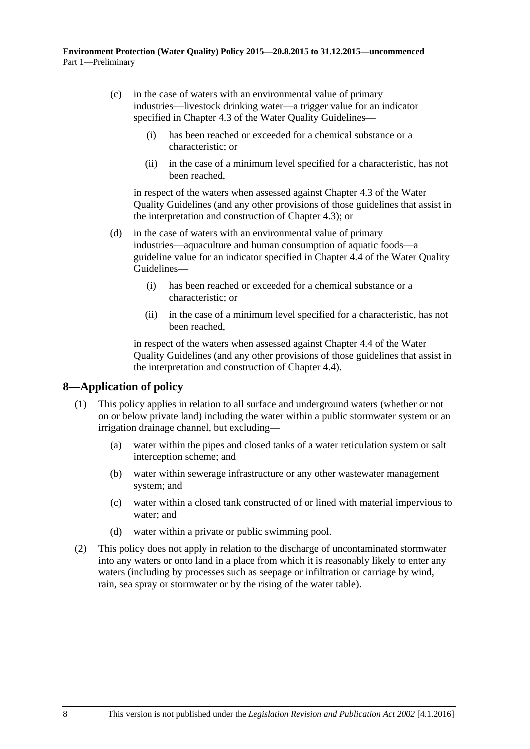(c) in the case of waters with an environmental value of primary industries—livestock drinking water—a trigger value for an indicator specified in Chapter 4.3 of the Water Quality Guidelines—

  (i) has been reached or exceeded for a chemical substance or a characteristic; or

  (ii) in the case of a minimum level specified for a characteristic, has not been reached,

in respect of the waters when assessed against Chapter 4.3 of the Water Quality Guidelines (and any other provisions of those guidelines that assist in the interpretation and construction of Chapter 4.3); or

(d) in the case of waters with an environmental value of primary industries—aquaculture and human consumption of aquatic foods—a guideline value for an indicator specified in Chapter 4.4 of the Water Quality Guidelines—

  (i) has been reached or exceeded for a chemical substance or a characteristic; or

  (ii) in the case of a minimum level specified for a characteristic, has not been reached,

in respect of the waters when assessed against Chapter 4.4 of the Water Quality Guidelines (and any other provisions of those guidelines that assist in the interpretation and construction of Chapter 4.4).

## 8—Application of policy

(1) This policy applies in relation to all surface and underground waters (whether or not on or below private land) including the water within a public stormwater system or an irrigation drainage channel, but excluding—

  (a) water within the pipes and closed tanks of a water reticulation system or salt interception scheme; and

  (b) water within sewerage infrastructure or any other wastewater management system; and

  (c) water within a closed tank constructed of or lined with material impervious to water; and

  (d) water within a private or public swimming pool.

(2) This policy does not apply in relation to the discharge of uncontaminated stormwater into any waters or onto land in a place from which it is reasonably likely to enter any waters (including by processes such as seepage or infiltration or carriage by wind, rain, sea spray or stormwater or by the rising of the water table).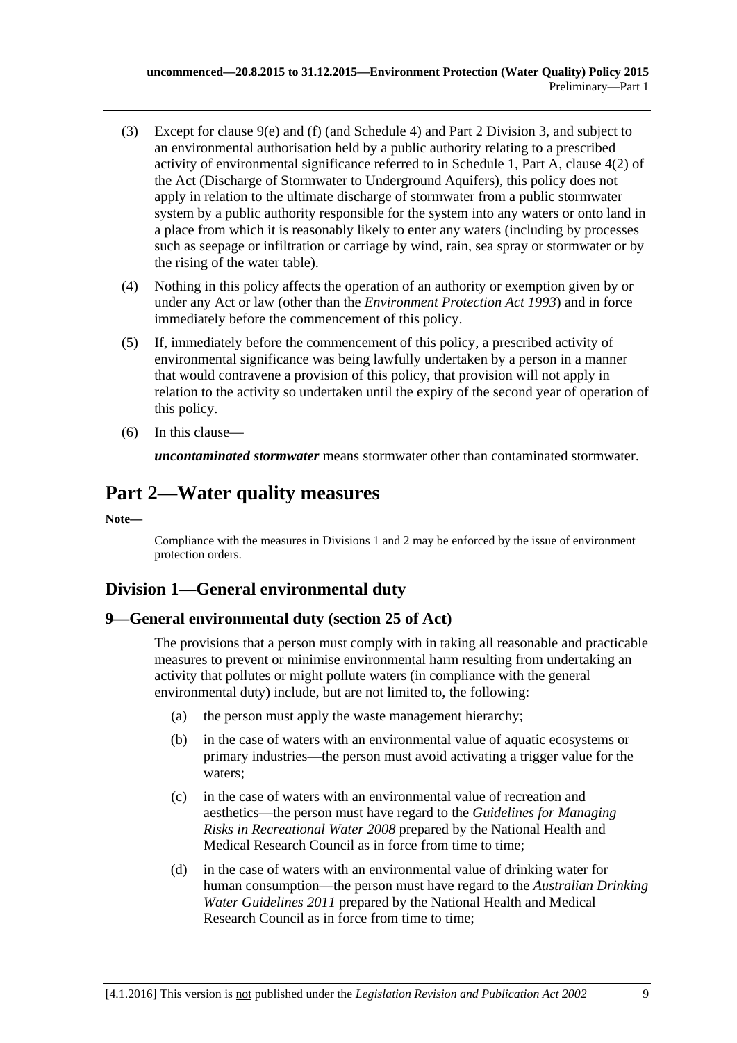(3) Except for clause 9(e) and (f) (and Schedule 4) and Part 2 Division 3, and subject to an environmental authorisation held by a public authority relating to a prescribed activity of environmental significance referred to in Schedule 1, Part A, clause 4(2) of the Act (Discharge of Stormwater to Underground Aquifers), this policy does not apply in relation to the ultimate discharge of stormwater from a public stormwater system by a public authority responsible for the system into any waters or onto land in a place from which it is reasonably likely to enter any waters (including by processes such as seepage or infiltration or carriage by wind, rain, sea spray or stormwater or by the rising of the water table).

(4) Nothing in this policy affects the operation of an authority or exemption given by or under any Act or law (other than the *Environment Protection Act 1993*) and in force immediately before the commencement of this policy.

(5) If, immediately before the commencement of this policy, a prescribed activity of environmental significance was being lawfully undertaken by a person in a manner that would contravene a provision of this policy, that provision will not apply in relation to the activity so undertaken until the expiry of the second year of operation of this policy.

(6) In this clause—

***uncontaminated stormwater*** means stormwater other than contaminated stormwater.

# Part 2—Water quality measures

**Note—**

Compliance with the measures in Divisions 1 and 2 may be enforced by the issue of environment protection orders.

## Division 1—General environmental duty

### 9—General environmental duty (section 25 of Act)

The provisions that a person must comply with in taking all reasonable and practicable measures to prevent or minimise environmental harm resulting from undertaking an activity that pollutes or might pollute waters (in compliance with the general environmental duty) include, but are not limited to, the following:

(a) the person must apply the waste management hierarchy;

(b) in the case of waters with an environmental value of aquatic ecosystems or primary industries—the person must avoid activating a trigger value for the waters;

(c) in the case of waters with an environmental value of recreation and aesthetics—the person must have regard to the *Guidelines for Managing Risks in Recreational Water 2008* prepared by the National Health and Medical Research Council as in force from time to time;

(d) in the case of waters with an environmental value of drinking water for human consumption—the person must have regard to the *Australian Drinking Water Guidelines 2011* prepared by the National Health and Medical Research Council as in force from time to time;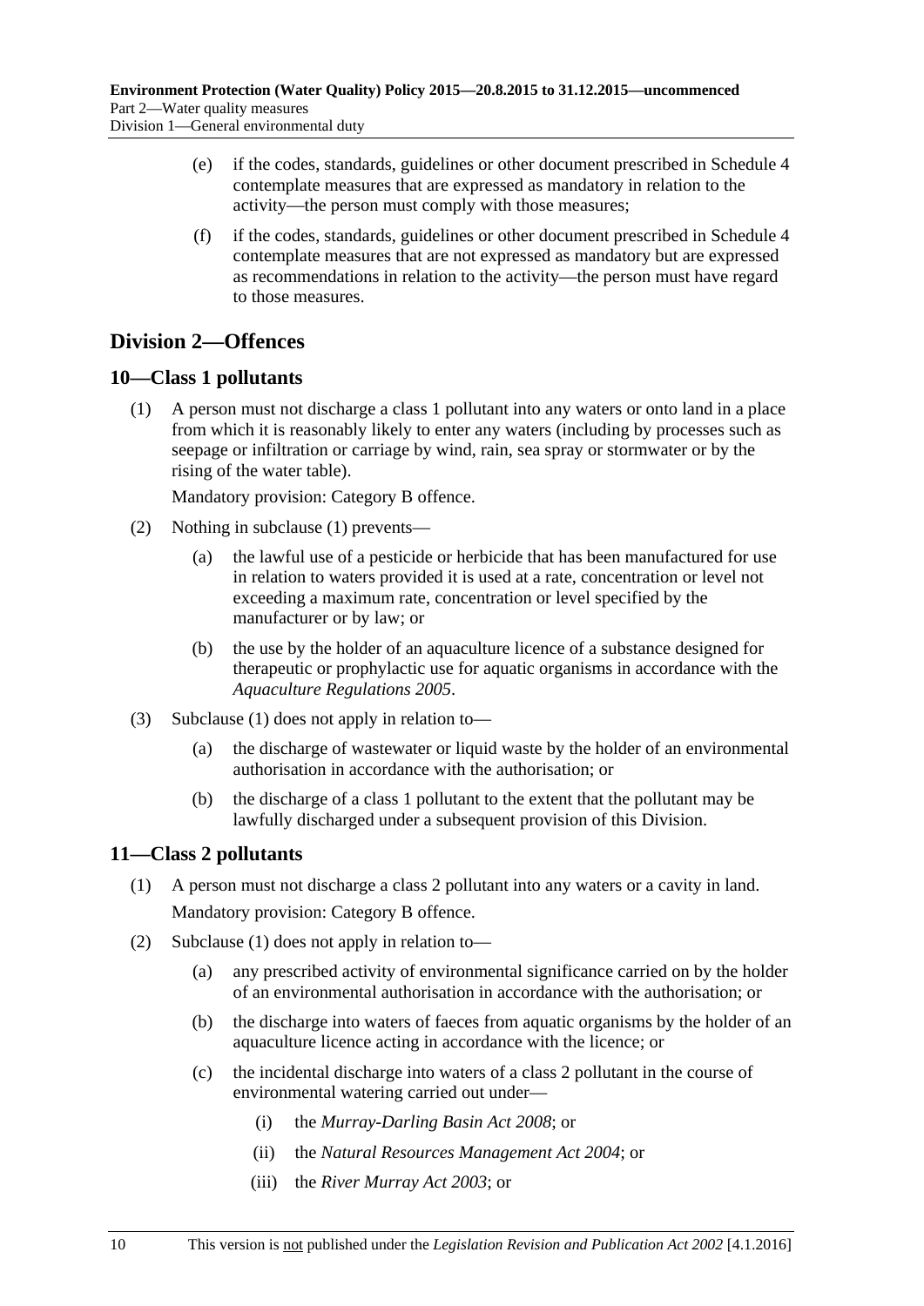(e) if the codes, standards, guidelines or other document prescribed in Schedule 4 contemplate measures that are expressed as mandatory in relation to the activity—the person must comply with those measures;

(f) if the codes, standards, guidelines or other document prescribed in Schedule 4 contemplate measures that are not expressed as mandatory but are expressed as recommendations in relation to the activity—the person must have regard to those measures.

## Division 2—Offences

### 10—Class 1 pollutants

(1) A person must not discharge a class 1 pollutant into any waters or onto land in a place from which it is reasonably likely to enter any waters (including by processes such as seepage or infiltration or carriage by wind, rain, sea spray or stormwater or by the rising of the water table).

Mandatory provision: Category B offence.

(2) Nothing in subclause (1) prevents—

(a) the lawful use of a pesticide or herbicide that has been manufactured for use in relation to waters provided it is used at a rate, concentration or level not exceeding a maximum rate, concentration or level specified by the manufacturer or by law; or

(b) the use by the holder of an aquaculture licence of a substance designed for therapeutic or prophylactic use for aquatic organisms in accordance with the *Aquaculture Regulations 2005*.

(3) Subclause (1) does not apply in relation to—

(a) the discharge of wastewater or liquid waste by the holder of an environmental authorisation in accordance with the authorisation; or

(b) the discharge of a class 1 pollutant to the extent that the pollutant may be lawfully discharged under a subsequent provision of this Division.

### 11—Class 2 pollutants

(1) A person must not discharge a class 2 pollutant into any waters or a cavity in land.

Mandatory provision: Category B offence.

(2) Subclause (1) does not apply in relation to—

(a) any prescribed activity of environmental significance carried on by the holder of an environmental authorisation in accordance with the authorisation; or

(b) the discharge into waters of faeces from aquatic organisms by the holder of an aquaculture licence acting in accordance with the licence; or

(c) the incidental discharge into waters of a class 2 pollutant in the course of environmental watering carried out under—

(i) the *Murray-Darling Basin Act 2008*; or

(ii) the *Natural Resources Management Act 2004*; or

(iii) the *River Murray Act 2003*; or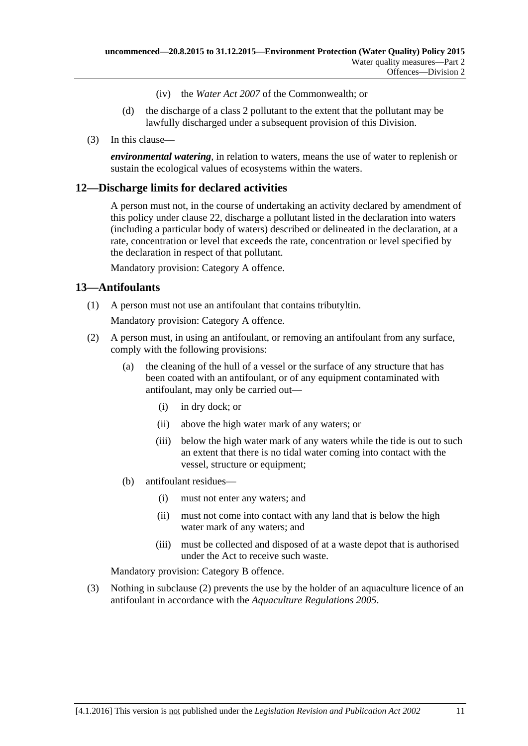(iv) the *Water Act 2007* of the Commonwealth; or

(d) the discharge of a class 2 pollutant to the extent that the pollutant may be lawfully discharged under a subsequent provision of this Division.

(3) In this clause—

***environmental watering***, in relation to waters, means the use of water to replenish or sustain the ecological values of ecosystems within the waters.

## 12—Discharge limits for declared activities

A person must not, in the course of undertaking an activity declared by amendment of this policy under clause 22, discharge a pollutant listed in the declaration into waters (including a particular body of waters) described or delineated in the declaration, at a rate, concentration or level that exceeds the rate, concentration or level specified by the declaration in respect of that pollutant.

Mandatory provision: Category A offence.

## 13—Antifoulants

(1) A person must not use an antifoulant that contains tributyltin.

Mandatory provision: Category A offence.

(2) A person must, in using an antifoulant, or removing an antifoulant from any surface, comply with the following provisions:

(a) the cleaning of the hull of a vessel or the surface of any structure that has been coated with an antifoulant, or of any equipment contaminated with antifoulant, may only be carried out—

(i) in dry dock; or

(ii) above the high water mark of any waters; or

(iii) below the high water mark of any waters while the tide is out to such an extent that there is no tidal water coming into contact with the vessel, structure or equipment;

(b) antifoulant residues—

(i) must not enter any waters; and

(ii) must not come into contact with any land that is below the high water mark of any waters; and

(iii) must be collected and disposed of at a waste depot that is authorised under the Act to receive such waste.

Mandatory provision: Category B offence.

(3) Nothing in subclause (2) prevents the use by the holder of an aquaculture licence of an antifoulant in accordance with the *Aquaculture Regulations 2005*.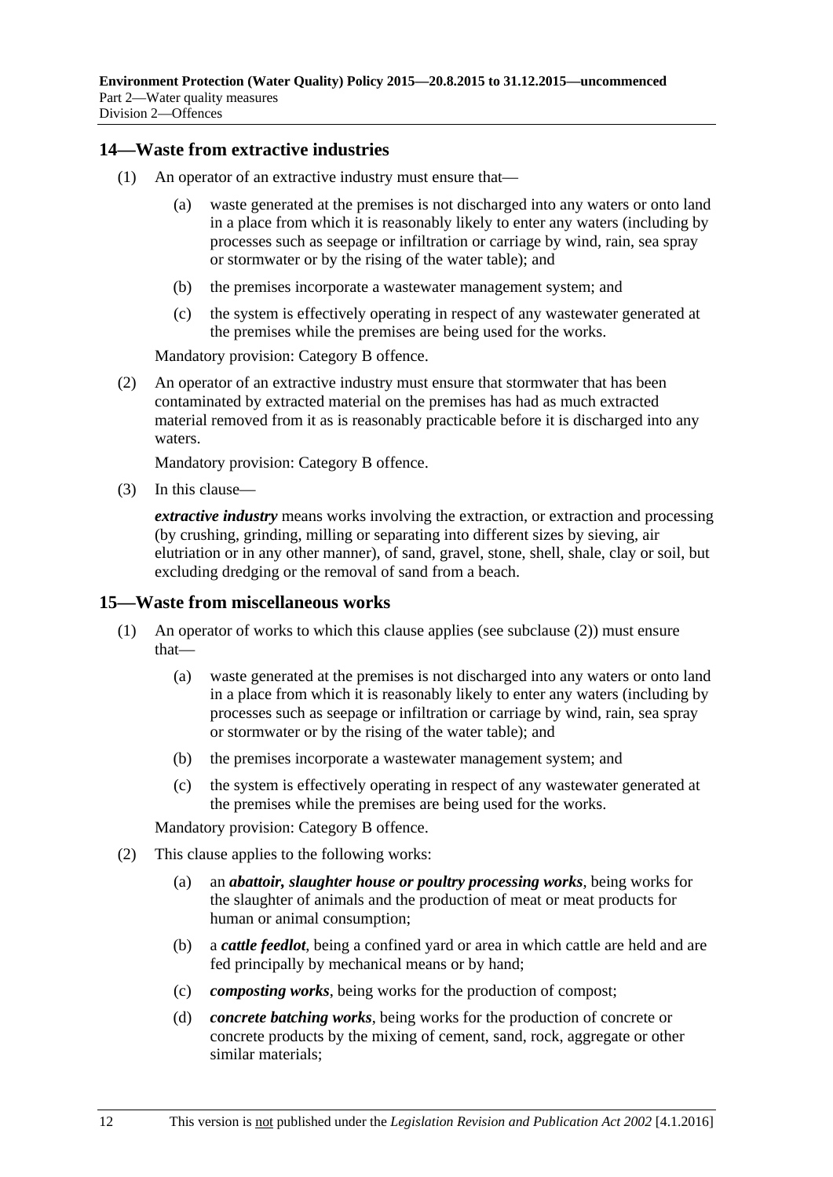## 14—Waste from extractive industries

(1) An operator of an extractive industry must ensure that—

(a) waste generated at the premises is not discharged into any waters or onto land in a place from which it is reasonably likely to enter any waters (including by processes such as seepage or infiltration or carriage by wind, rain, sea spray or stormwater or by the rising of the water table); and

(b) the premises incorporate a wastewater management system; and

(c) the system is effectively operating in respect of any wastewater generated at the premises while the premises are being used for the works.

Mandatory provision: Category B offence.

(2) An operator of an extractive industry must ensure that stormwater that has been contaminated by extracted material on the premises has had as much extracted material removed from it as is reasonably practicable before it is discharged into any waters.

Mandatory provision: Category B offence.

(3) In this clause—

***extractive industry*** means works involving the extraction, or extraction and processing (by crushing, grinding, milling or separating into different sizes by sieving, air elutriation or in any other manner), of sand, gravel, stone, shell, shale, clay or soil, but excluding dredging or the removal of sand from a beach.

## 15—Waste from miscellaneous works

(1) An operator of works to which this clause applies (see subclause (2)) must ensure that—

(a) waste generated at the premises is not discharged into any waters or onto land in a place from which it is reasonably likely to enter any waters (including by processes such as seepage or infiltration or carriage by wind, rain, sea spray or stormwater or by the rising of the water table); and

(b) the premises incorporate a wastewater management system; and

(c) the system is effectively operating in respect of any wastewater generated at the premises while the premises are being used for the works.

Mandatory provision: Category B offence.

(2) This clause applies to the following works:

(a) an ***abattoir, slaughter house or poultry processing works***, being works for the slaughter of animals and the production of meat or meat products for human or animal consumption;

(b) a ***cattle feedlot***, being a confined yard or area in which cattle are held and are fed principally by mechanical means or by hand;

(c) ***composting works***, being works for the production of compost;

(d) ***concrete batching works***, being works for the production of concrete or concrete products by the mixing of cement, sand, rock, aggregate or other similar materials;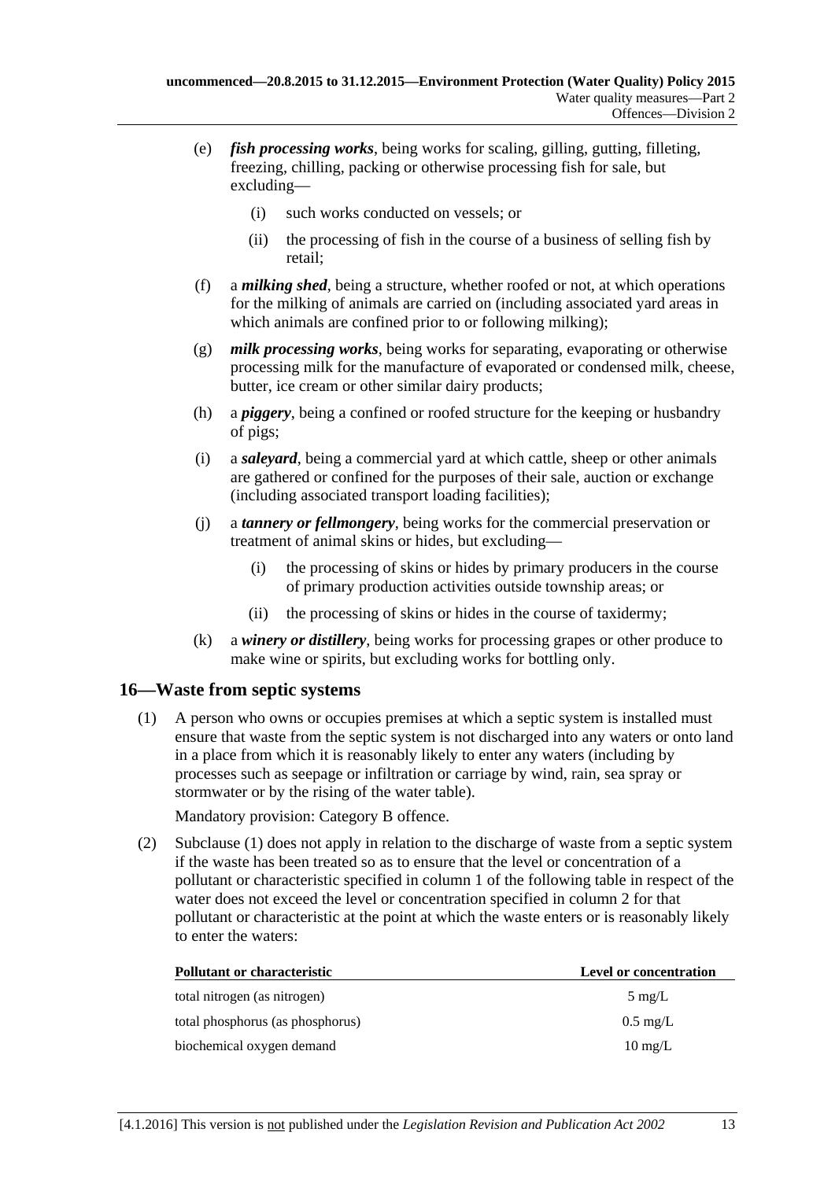(e) ***fish processing works***, being works for scaling, gilling, gutting, filleting, freezing, chilling, packing or otherwise processing fish for sale, but excluding—

  (i) such works conducted on vessels; or

  (ii) the processing of fish in the course of a business of selling fish by retail;

(f) a ***milking shed***, being a structure, whether roofed or not, at which operations for the milking of animals are carried on (including associated yard areas in which animals are confined prior to or following milking);

(g) ***milk processing works***, being works for separating, evaporating or otherwise processing milk for the manufacture of evaporated or condensed milk, cheese, butter, ice cream or other similar dairy products;

(h) a ***piggery***, being a confined or roofed structure for the keeping or husbandry of pigs;

(i) a ***saleyard***, being a commercial yard at which cattle, sheep or other animals are gathered or confined for the purposes of their sale, auction or exchange (including associated transport loading facilities);

(j) a ***tannery or fellmongery***, being works for the commercial preservation or treatment of animal skins or hides, but excluding—

  (i) the processing of skins or hides by primary producers in the course of primary production activities outside township areas; or

  (ii) the processing of skins or hides in the course of taxidermy;

(k) a ***winery or distillery***, being works for processing grapes or other produce to make wine or spirits, but excluding works for bottling only.

## 16—Waste from septic systems

(1) A person who owns or occupies premises at which a septic system is installed must ensure that waste from the septic system is not discharged into any waters or onto land in a place from which it is reasonably likely to enter any waters (including by processes such as seepage or infiltration or carriage by wind, rain, sea spray or stormwater or by the rising of the water table).

Mandatory provision: Category B offence.

(2) Subclause (1) does not apply in relation to the discharge of waste from a septic system if the waste has been treated so as to ensure that the level or concentration of a pollutant or characteristic specified in column 1 of the following table in respect of the water does not exceed the level or concentration specified in column 2 for that pollutant or characteristic at the point at which the waste enters or is reasonably likely to enter the waters:

| Pollutant or characteristic | Level or concentration |
|---|---|
| total nitrogen (as nitrogen) | 5 mg/L |
| total phosphorus (as phosphorus) | 0.5 mg/L |
| biochemical oxygen demand | 10 mg/L |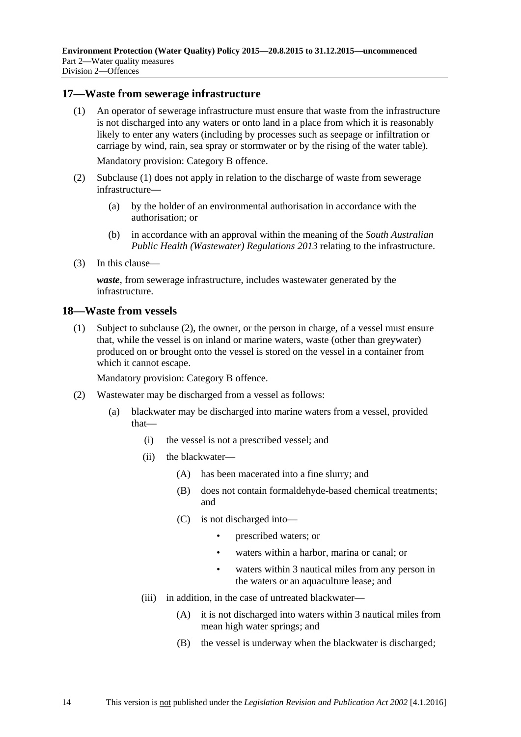## 17—Waste from sewerage infrastructure

(1) An operator of sewerage infrastructure must ensure that waste from the infrastructure is not discharged into any waters or onto land in a place from which it is reasonably likely to enter any waters (including by processes such as seepage or infiltration or carriage by wind, rain, sea spray or stormwater or by the rising of the water table).

Mandatory provision: Category B offence.

(2) Subclause (1) does not apply in relation to the discharge of waste from sewerage infrastructure—

(a) by the holder of an environmental authorisation in accordance with the authorisation; or

(b) in accordance with an approval within the meaning of the *South Australian Public Health (Wastewater) Regulations 2013* relating to the infrastructure.

(3) In this clause—

***waste***, from sewerage infrastructure, includes wastewater generated by the infrastructure.

## 18—Waste from vessels

(1) Subject to subclause (2), the owner, or the person in charge, of a vessel must ensure that, while the vessel is on inland or marine waters, waste (other than greywater) produced on or brought onto the vessel is stored on the vessel in a container from which it cannot escape.

Mandatory provision: Category B offence.

(2) Wastewater may be discharged from a vessel as follows:

(a) blackwater may be discharged into marine waters from a vessel, provided that—

(i) the vessel is not a prescribed vessel; and

(ii) the blackwater—

(A) has been macerated into a fine slurry; and

(B) does not contain formaldehyde-based chemical treatments; and

(C) is not discharged into—

- prescribed waters; or
- waters within a harbor, marina or canal; or
- waters within 3 nautical miles from any person in the waters or an aquaculture lease; and

(iii) in addition, in the case of untreated blackwater—

(A) it is not discharged into waters within 3 nautical miles from mean high water springs; and

(B) the vessel is underway when the blackwater is discharged;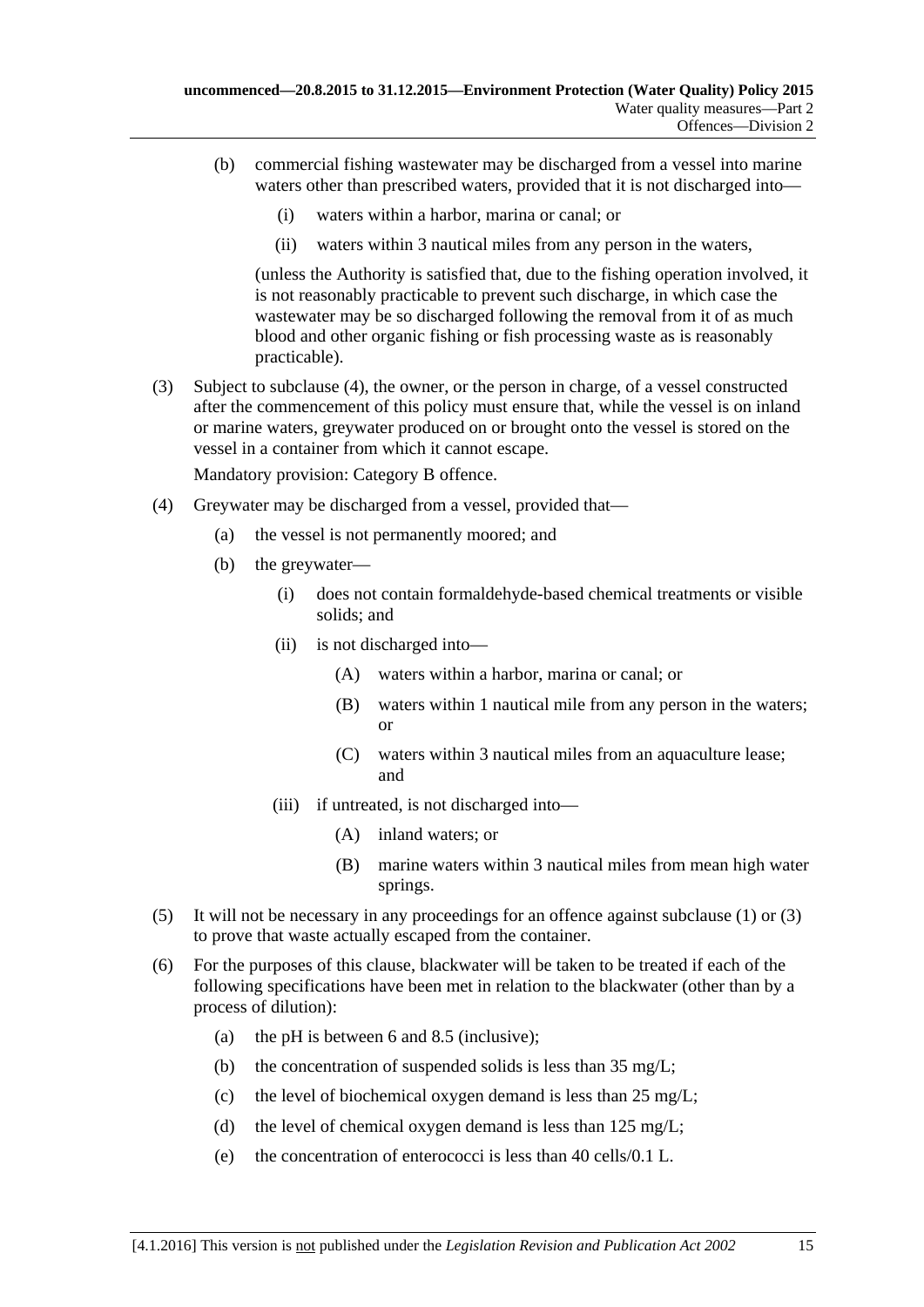(b) commercial fishing wastewater may be discharged from a vessel into marine waters other than prescribed waters, provided that it is not discharged into—

   (i) waters within a harbor, marina or canal; or

   (ii) waters within 3 nautical miles from any person in the waters,

   (unless the Authority is satisfied that, due to the fishing operation involved, it is not reasonably practicable to prevent such discharge, in which case the wastewater may be so discharged following the removal from it of as much blood and other organic fishing or fish processing waste as is reasonably practicable).

(3) Subject to subclause (4), the owner, or the person in charge, of a vessel constructed after the commencement of this policy must ensure that, while the vessel is on inland or marine waters, greywater produced on or brought onto the vessel is stored on the vessel in a container from which it cannot escape.

Mandatory provision: Category B offence.

(4) Greywater may be discharged from a vessel, provided that—

   (a) the vessel is not permanently moored; and

   (b) the greywater—

      (i) does not contain formaldehyde-based chemical treatments or visible solids; and

      (ii) is not discharged into—

         (A) waters within a harbor, marina or canal; or

         (B) waters within 1 nautical mile from any person in the waters; or

         (C) waters within 3 nautical miles from an aquaculture lease; and

      (iii) if untreated, is not discharged into—

         (A) inland waters; or

         (B) marine waters within 3 nautical miles from mean high water springs.

(5) It will not be necessary in any proceedings for an offence against subclause (1) or (3) to prove that waste actually escaped from the container.

(6) For the purposes of this clause, blackwater will be taken to be treated if each of the following specifications have been met in relation to the blackwater (other than by a process of dilution):

   (a) the pH is between 6 and 8.5 (inclusive);

   (b) the concentration of suspended solids is less than 35 mg/L;

   (c) the level of biochemical oxygen demand is less than 25 mg/L;

   (d) the level of chemical oxygen demand is less than 125 mg/L;

   (e) the concentration of enterococci is less than 40 cells/0.1 L.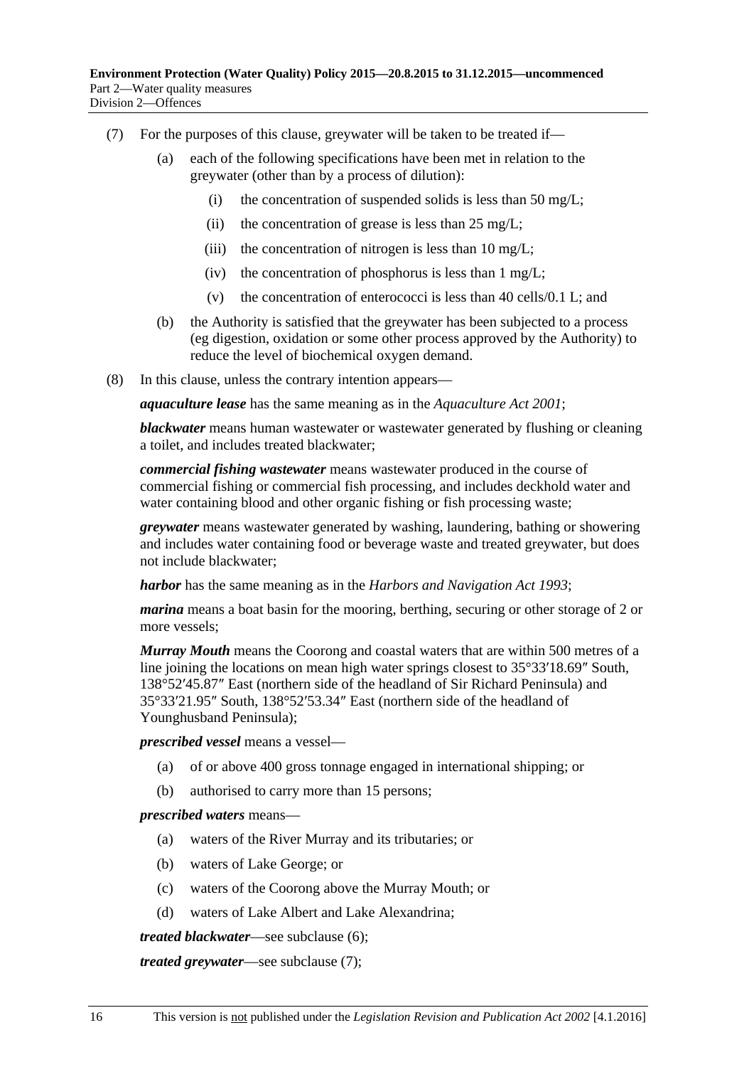(7) For the purposes of this clause, greywater will be taken to be treated if—

(a) each of the following specifications have been met in relation to the greywater (other than by a process of dilution):

(i) the concentration of suspended solids is less than 50 mg/L;

(ii) the concentration of grease is less than 25 mg/L;

(iii) the concentration of nitrogen is less than 10 mg/L;

(iv) the concentration of phosphorus is less than 1 mg/L;

(v) the concentration of enterococci is less than 40 cells/0.1 L; and

(b) the Authority is satisfied that the greywater has been subjected to a process (eg digestion, oxidation or some other process approved by the Authority) to reduce the level of biochemical oxygen demand.

(8) In this clause, unless the contrary intention appears—

***aquaculture lease*** has the same meaning as in the *Aquaculture Act 2001*;

***blackwater*** means human wastewater or wastewater generated by flushing or cleaning a toilet, and includes treated blackwater;

***commercial fishing wastewater*** means wastewater produced in the course of commercial fishing or commercial fish processing, and includes deckhold water and water containing blood and other organic fishing or fish processing waste;

***greywater*** means wastewater generated by washing, laundering, bathing or showering and includes water containing food or beverage waste and treated greywater, but does not include blackwater;

***harbor*** has the same meaning as in the *Harbors and Navigation Act 1993*;

***marina*** means a boat basin for the mooring, berthing, securing or other storage of 2 or more vessels;

***Murray Mouth*** means the Coorong and coastal waters that are within 500 metres of a line joining the locations on mean high water springs closest to 35°33′18.69″ South, 138°52′45.87″ East (northern side of the headland of Sir Richard Peninsula) and 35°33′21.95″ South, 138°52′53.34″ East (northern side of the headland of Younghusband Peninsula);

***prescribed vessel*** means a vessel—

(a) of or above 400 gross tonnage engaged in international shipping; or

(b) authorised to carry more than 15 persons;

***prescribed waters*** means—

(a) waters of the River Murray and its tributaries; or

(b) waters of Lake George; or

(c) waters of the Coorong above the Murray Mouth; or

(d) waters of Lake Albert and Lake Alexandrina;

***treated blackwater***—see subclause (6);

***treated greywater***—see subclause (7);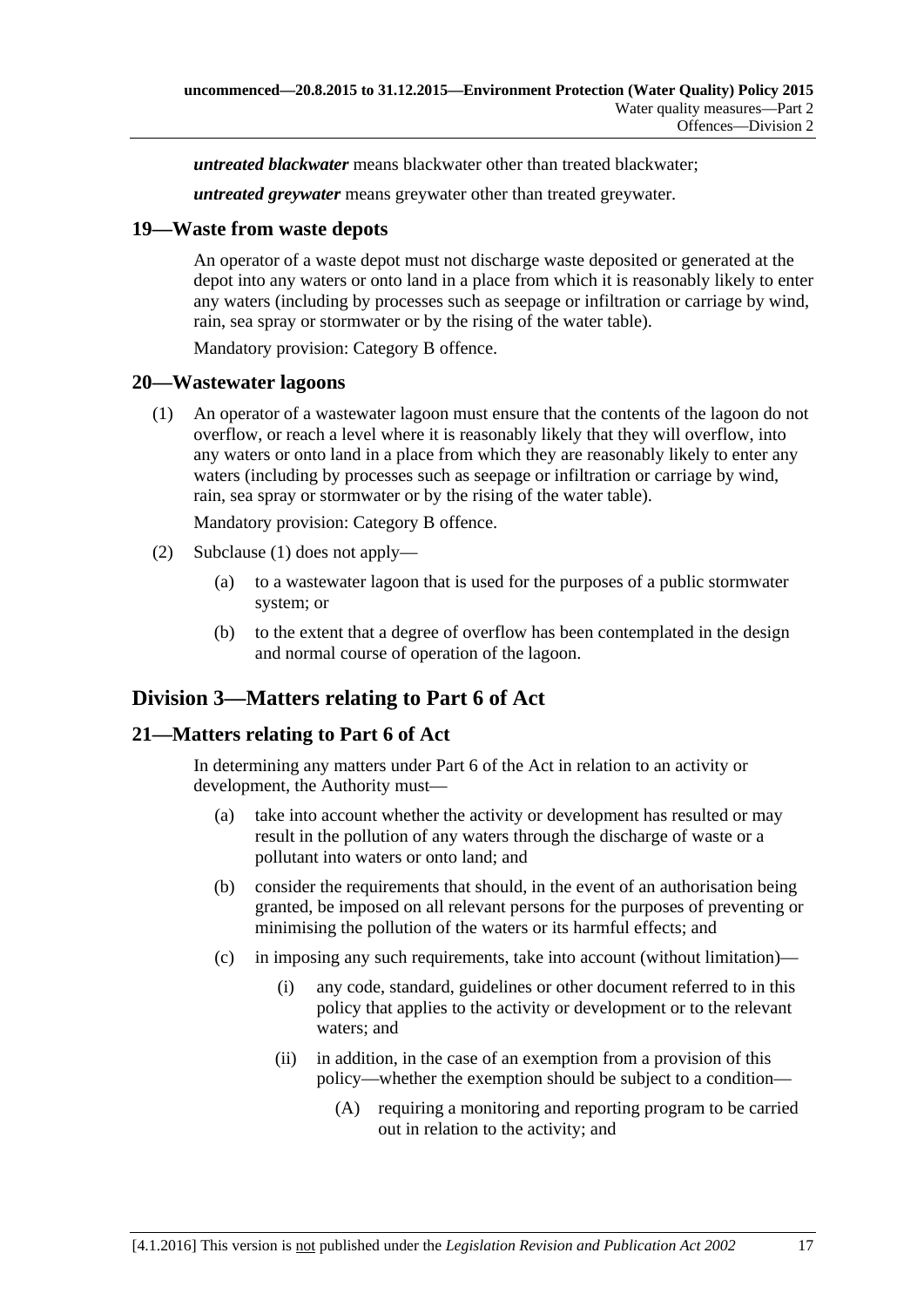***untreated blackwater*** means blackwater other than treated blackwater;

***untreated greywater*** means greywater other than treated greywater.

## 19—Waste from waste depots

An operator of a waste depot must not discharge waste deposited or generated at the depot into any waters or onto land in a place from which it is reasonably likely to enter any waters (including by processes such as seepage or infiltration or carriage by wind, rain, sea spray or stormwater or by the rising of the water table).

Mandatory provision: Category B offence.

## 20—Wastewater lagoons

(1) An operator of a wastewater lagoon must ensure that the contents of the lagoon do not overflow, or reach a level where it is reasonably likely that they will overflow, into any waters or onto land in a place from which they are reasonably likely to enter any waters (including by processes such as seepage or infiltration or carriage by wind, rain, sea spray or stormwater or by the rising of the water table).

Mandatory provision: Category B offence.

(2) Subclause (1) does not apply—

- (a) to a wastewater lagoon that is used for the purposes of a public stormwater system; or
- (b) to the extent that a degree of overflow has been contemplated in the design and normal course of operation of the lagoon.

# Division 3—Matters relating to Part 6 of Act

## 21—Matters relating to Part 6 of Act

In determining any matters under Part 6 of the Act in relation to an activity or development, the Authority must—

- (a) take into account whether the activity or development has resulted or may result in the pollution of any waters through the discharge of waste or a pollutant into waters or onto land; and
- (b) consider the requirements that should, in the event of an authorisation being granted, be imposed on all relevant persons for the purposes of preventing or minimising the pollution of the waters or its harmful effects; and
- (c) in imposing any such requirements, take into account (without limitation)—
  - (i) any code, standard, guidelines or other document referred to in this policy that applies to the activity or development or to the relevant waters; and
  - (ii) in addition, in the case of an exemption from a provision of this policy—whether the exemption should be subject to a condition—
    - (A) requiring a monitoring and reporting program to be carried out in relation to the activity; and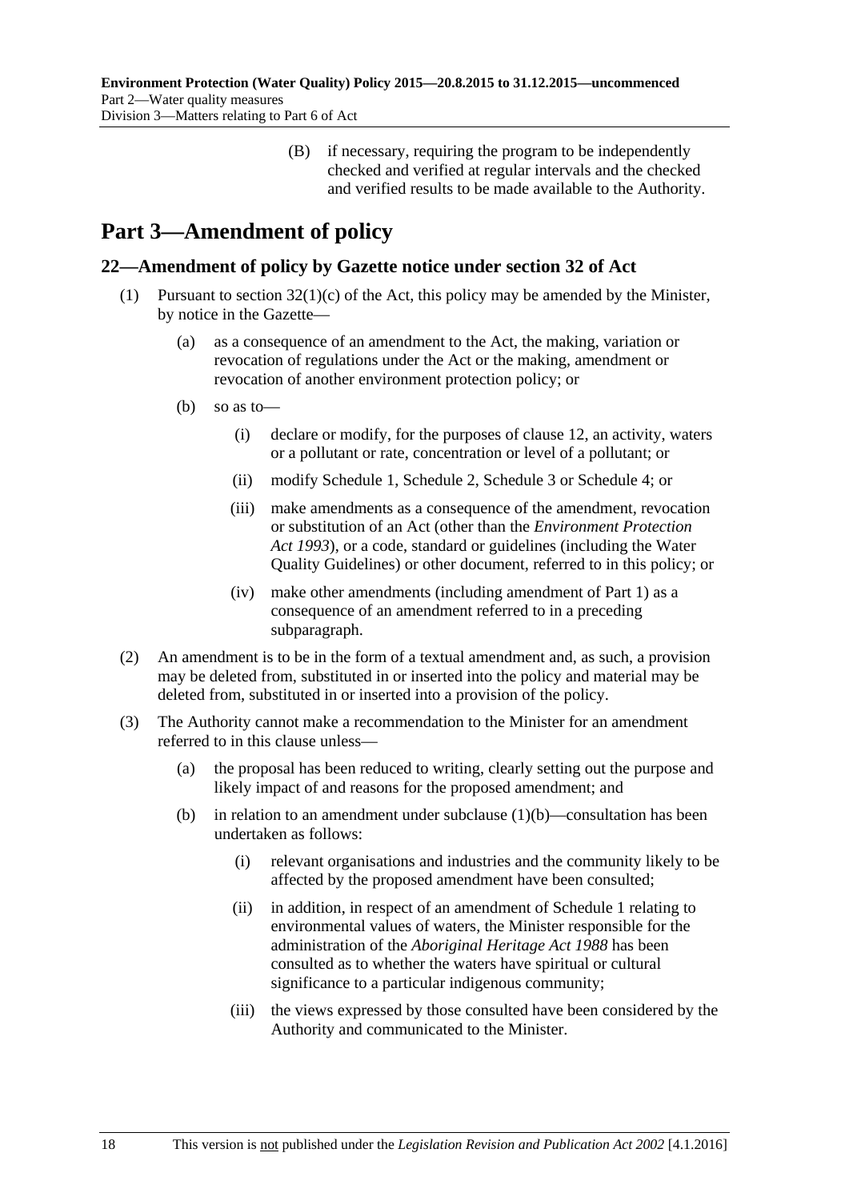(B) if necessary, requiring the program to be independently checked and verified at regular intervals and the checked and verified results to be made available to the Authority.

# Part 3—Amendment of policy

## 22—Amendment of policy by Gazette notice under section 32 of Act

(1) Pursuant to section 32(1)(c) of the Act, this policy may be amended by the Minister, by notice in the Gazette—

(a) as a consequence of an amendment to the Act, the making, variation or revocation of regulations under the Act or the making, amendment or revocation of another environment protection policy; or

(b) so as to—

(i) declare or modify, for the purposes of clause 12, an activity, waters or a pollutant or rate, concentration or level of a pollutant; or

(ii) modify Schedule 1, Schedule 2, Schedule 3 or Schedule 4; or

(iii) make amendments as a consequence of the amendment, revocation or substitution of an Act (other than the *Environment Protection Act 1993*), or a code, standard or guidelines (including the Water Quality Guidelines) or other document, referred to in this policy; or

(iv) make other amendments (including amendment of Part 1) as a consequence of an amendment referred to in a preceding subparagraph.

(2) An amendment is to be in the form of a textual amendment and, as such, a provision may be deleted from, substituted in or inserted into the policy and material may be deleted from, substituted in or inserted into a provision of the policy.

(3) The Authority cannot make a recommendation to the Minister for an amendment referred to in this clause unless—

(a) the proposal has been reduced to writing, clearly setting out the purpose and likely impact of and reasons for the proposed amendment; and

(b) in relation to an amendment under subclause (1)(b)—consultation has been undertaken as follows:

(i) relevant organisations and industries and the community likely to be affected by the proposed amendment have been consulted;

(ii) in addition, in respect of an amendment of Schedule 1 relating to environmental values of waters, the Minister responsible for the administration of the *Aboriginal Heritage Act 1988* has been consulted as to whether the waters have spiritual or cultural significance to a particular indigenous community;

(iii) the views expressed by those consulted have been considered by the Authority and communicated to the Minister.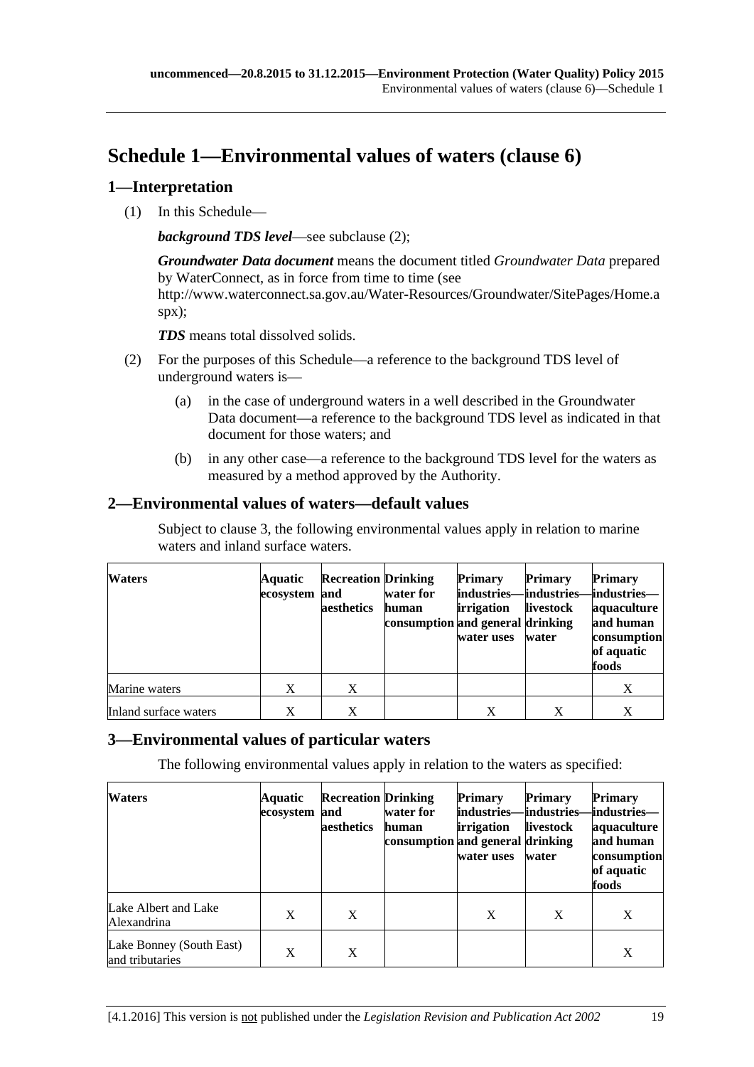# Schedule 1—Environmental values of waters (clause 6)

## 1—Interpretation

(1) In this Schedule—

***background TDS level***—see subclause (2);

***Groundwater Data document*** means the document titled *Groundwater Data* prepared by WaterConnect, as in force from time to time (see http://www.waterconnect.sa.gov.au/Water-Resources/Groundwater/SitePages/Home.aspx);

***TDS*** means total dissolved solids.

(2) For the purposes of this Schedule—a reference to the background TDS level of underground waters is—

(a) in the case of underground waters in a well described in the Groundwater Data document—a reference to the background TDS level as indicated in that document for those waters; and

(b) in any other case—a reference to the background TDS level for the waters as measured by a method approved by the Authority.

## 2—Environmental values of waters—default values

Subject to clause 3, the following environmental values apply in relation to marine waters and inland surface waters.

| Waters | Aquatic ecosystem | Recreation and aesthetics | Drinking water for human consumption | Primary industries—irrigation and general water uses | Primary industries—livestock drinking water | Primary industries—aquaculture and human consumption of aquatic foods |
|---|---|---|---|---|---|---|
| Marine waters | X | X | | | | X |
| Inland surface waters | X | X | | X | X | X |

## 3—Environmental values of particular waters

The following environmental values apply in relation to the waters as specified:

| Waters | Aquatic ecosystem | Recreation and aesthetics | Drinking water for human consumption | Primary industries—irrigation and general water uses | Primary industries—livestock drinking water | Primary industries—aquaculture and human consumption of aquatic foods |
|---|---|---|---|---|---|---|
| Lake Albert and Lake Alexandrina | X | X | | X | X | X |
| Lake Bonney (South East) and tributaries | X | X | | | | X |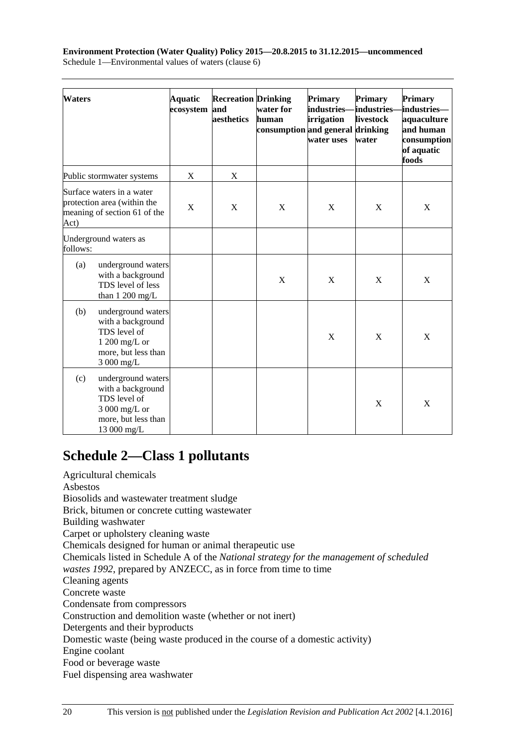| Waters | Aquatic ecosystem | Recreation and aesthetics | Drinking water for human consumption | Primary industries—irrigation and general water uses | Primary industries—livestock drinking water | Primary industries—aquaculture and human consumption of aquatic foods |
|---|---|---|---|---|---|---|
| Public stormwater systems | X | X | | | | |
| Surface waters in a water protection area (within the meaning of section 61 of the Act) | X | X | X | X | X | X |
| Underground waters as follows: | | | | | | |
| (a) underground waters with a background TDS level of less than 1 200 mg/L | | | X | X | X | X |
| (b) underground waters with a background TDS level of 1 200 mg/L or more, but less than 3 000 mg/L | | | | X | X | X |
| (c) underground waters with a background TDS level of 3 000 mg/L or more, but less than 13 000 mg/L | | | | | X | X |

# Schedule 2—Class 1 pollutants

Agricultural chemicals
Asbestos
Biosolids and wastewater treatment sludge
Brick, bitumen or concrete cutting wastewater
Building washwater
Carpet or upholstery cleaning waste
Chemicals designed for human or animal therapeutic use
Chemicals listed in Schedule A of the *National strategy for the management of scheduled wastes 1992*, prepared by ANZECC, as in force from time to time
Cleaning agents
Concrete waste
Condensate from compressors
Construction and demolition waste (whether or not inert)
Detergents and their byproducts
Domestic waste (being waste produced in the course of a domestic activity)
Engine coolant
Food or beverage waste
Fuel dispensing area washwater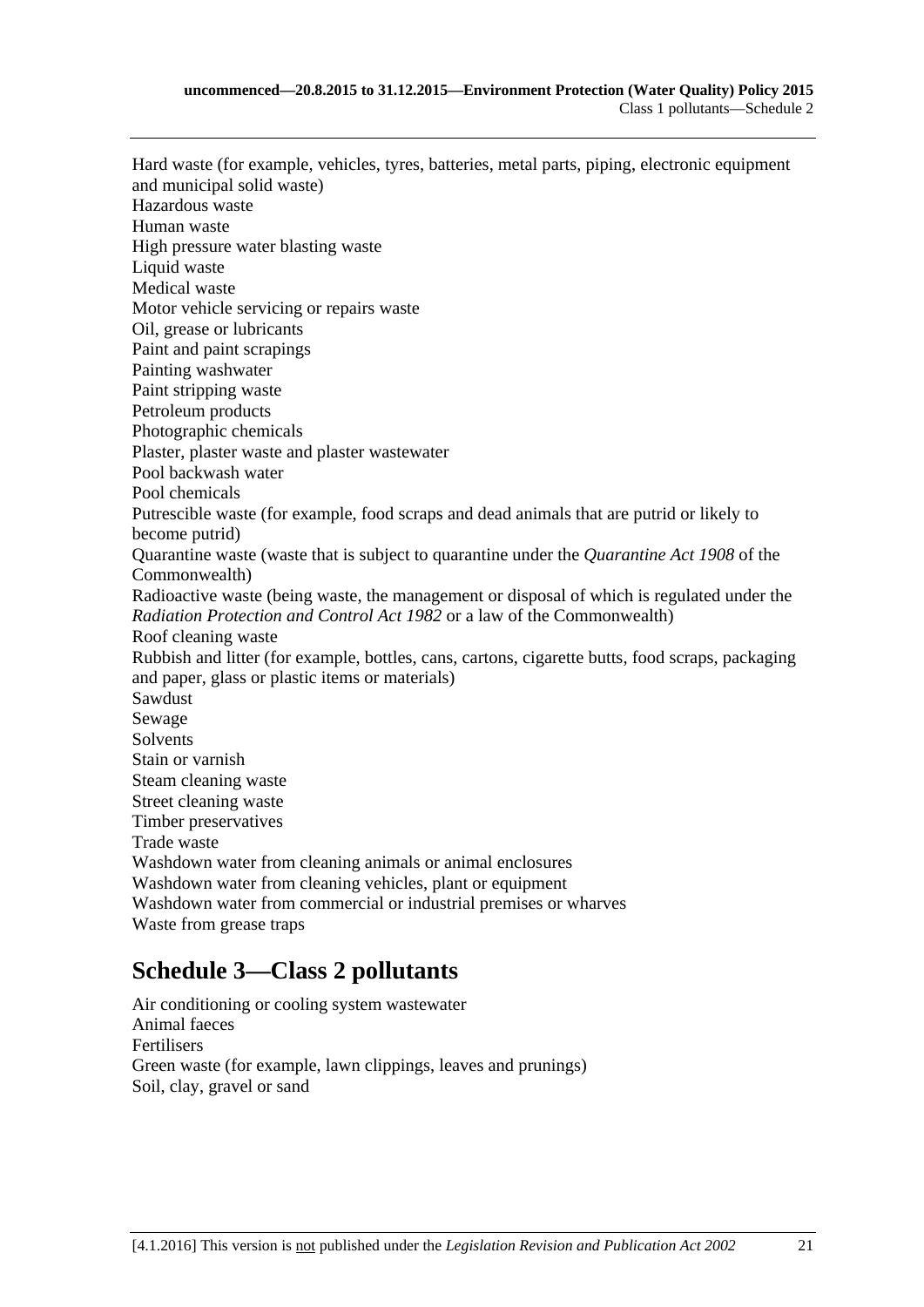Hard waste (for example, vehicles, tyres, batteries, metal parts, piping, electronic equipment and municipal solid waste)
Hazardous waste
Human waste
High pressure water blasting waste
Liquid waste
Medical waste
Motor vehicle servicing or repairs waste
Oil, grease or lubricants
Paint and paint scrapings
Painting washwater
Paint stripping waste
Petroleum products
Photographic chemicals
Plaster, plaster waste and plaster wastewater
Pool backwash water
Pool chemicals
Putrescible waste (for example, food scraps and dead animals that are putrid or likely to become putrid)
Quarantine waste (waste that is subject to quarantine under the *Quarantine Act 1908* of the Commonwealth)
Radioactive waste (being waste, the management or disposal of which is regulated under the *Radiation Protection and Control Act 1982* or a law of the Commonwealth)
Roof cleaning waste
Rubbish and litter (for example, bottles, cans, cartons, cigarette butts, food scraps, packaging and paper, glass or plastic items or materials)
Sawdust
Sewage
Solvents
Stain or varnish
Steam cleaning waste
Street cleaning waste
Timber preservatives
Trade waste
Washdown water from cleaning animals or animal enclosures
Washdown water from cleaning vehicles, plant or equipment
Washdown water from commercial or industrial premises or wharves
Waste from grease traps

## Schedule 3—Class 2 pollutants

Air conditioning or cooling system wastewater
Animal faeces
Fertilisers
Green waste (for example, lawn clippings, leaves and prunings)
Soil, clay, gravel or sand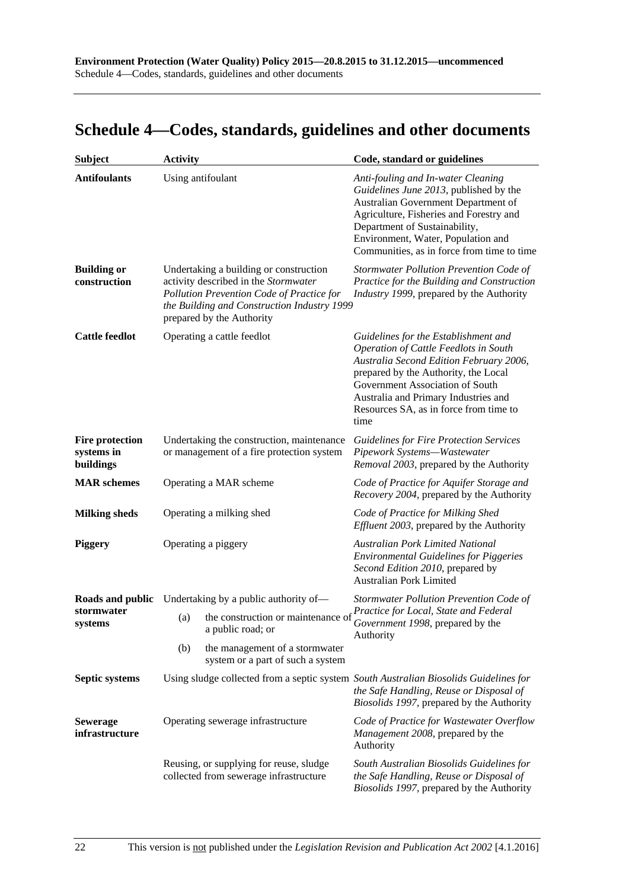# Schedule 4—Codes, standards, guidelines and other documents

| Subject | Activity | Code, standard or guidelines |
|---|---|---|
| **Antifoulants** | Using antifoulant | *Anti-fouling and In-water Cleaning Guidelines June 2013*, published by the Australian Government Department of Agriculture, Fisheries and Forestry and Department of Sustainability, Environment, Water, Population and Communities, as in force from time to time |
| **Building or construction** | Undertaking a building or construction activity described in the *Stormwater Pollution Prevention Code of Practice for the Building and Construction Industry 1999* prepared by the Authority | *Stormwater Pollution Prevention Code of Practice for the Building and Construction Industry 1999*, prepared by the Authority |
| **Cattle feedlot** | Operating a cattle feedlot | *Guidelines for the Establishment and Operation of Cattle Feedlots in South Australia Second Edition February 2006*, prepared by the Authority, the Local Government Association of South Australia and Primary Industries and Resources SA, as in force from time to time |
| **Fire protection systems in buildings** | Undertaking the construction, maintenance or management of a fire protection system | *Guidelines for Fire Protection Services Pipework Systems—Wastewater Removal 2003*, prepared by the Authority |
| **MAR schemes** | Operating a MAR scheme | *Code of Practice for Aquifer Storage and Recovery 2004*, prepared by the Authority |
| **Milking sheds** | Operating a milking shed | *Code of Practice for Milking Shed Effluent 2003*, prepared by the Authority |
| **Piggery** | Operating a piggery | *Australian Pork Limited National Environmental Guidelines for Piggeries Second Edition 2010*, prepared by Australian Pork Limited |
| **Roads and public stormwater systems** | Undertaking by a public authority of—<br>(a) the construction or maintenance of a public road; or<br>(b) the management of a stormwater system or a part of such a system | *Stormwater Pollution Prevention Code of Practice for Local, State and Federal Government 1998*, prepared by the Authority |
| **Septic systems** | Using sludge collected from a septic system | *South Australian Biosolids Guidelines for the Safe Handling, Reuse or Disposal of Biosolids 1997*, prepared by the Authority |
| **Sewerage infrastructure** | Operating sewerage infrastructure | *Code of Practice for Wastewater Overflow Management 2008*, prepared by the Authority |
| | Reusing, or supplying for reuse, sludge collected from sewerage infrastructure | *South Australian Biosolids Guidelines for the Safe Handling, Reuse or Disposal of Biosolids 1997*, prepared by the Authority |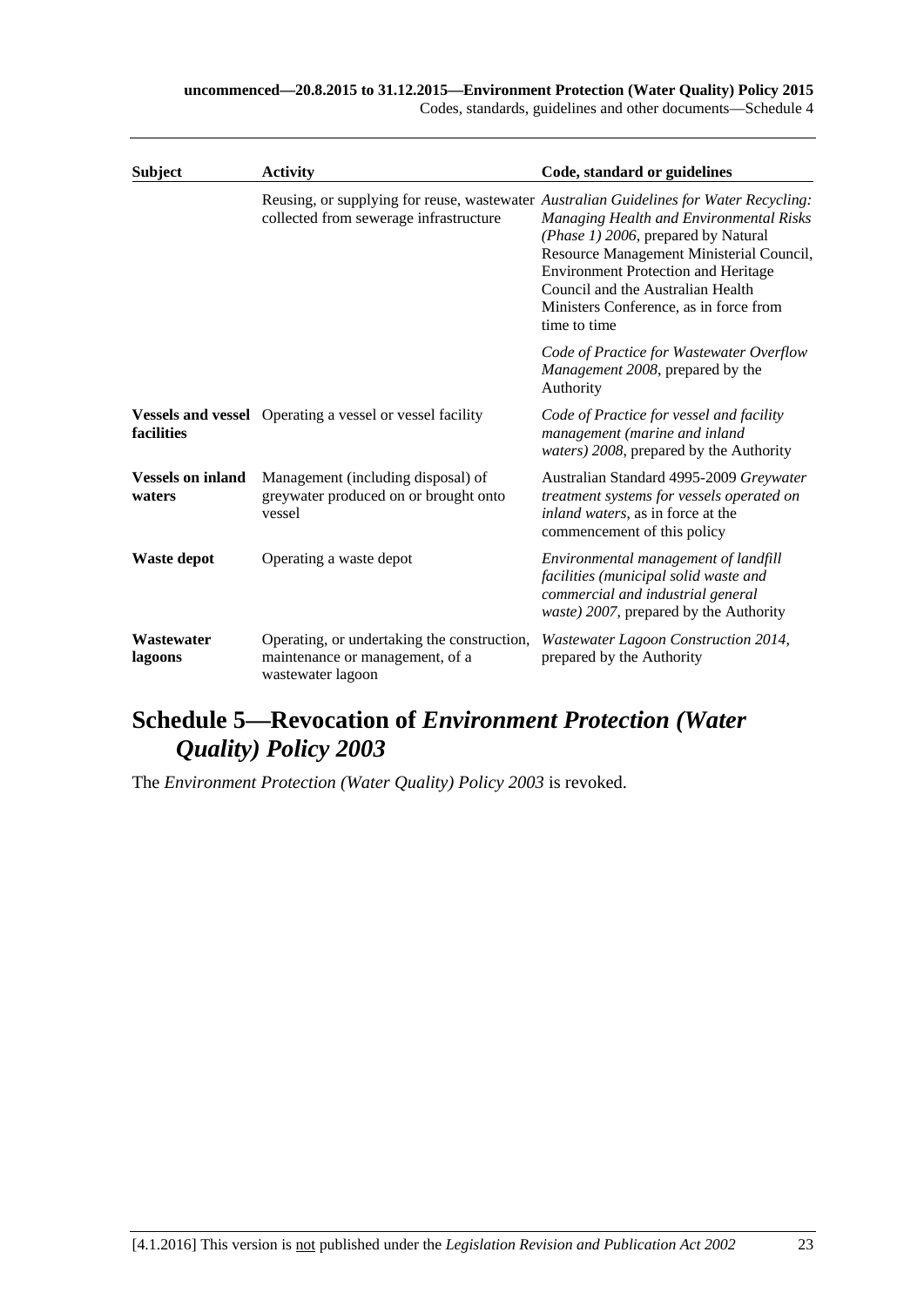| Subject | Activity | Code, standard or guidelines |
|---|---|---|
| | Reusing, or supplying for reuse, wastewater collected from sewerage infrastructure | *Australian Guidelines for Water Recycling: Managing Health and Environmental Risks (Phase 1) 2006*, prepared by Natural Resource Management Ministerial Council, Environment Protection and Heritage Council and the Australian Health Ministers Conference, as in force from time to time |
| | | *Code of Practice for Wastewater Overflow Management 2008*, prepared by the Authority |
| **Vessels and vessel facilities** | Operating a vessel or vessel facility | *Code of Practice for vessel and facility management (marine and inland waters) 2008*, prepared by the Authority |
| **Vessels on inland waters** | Management (including disposal) of greywater produced on or brought onto vessel | Australian Standard 4995-2009 *Greywater treatment systems for vessels operated on inland waters*, as in force at the commencement of this policy |
| **Waste depot** | Operating a waste depot | *Environmental management of landfill facilities (municipal solid waste and commercial and industrial general waste) 2007*, prepared by the Authority |
| **Wastewater lagoons** | Operating, or undertaking the construction, maintenance or management, of a wastewater lagoon | *Wastewater Lagoon Construction 2014*, prepared by the Authority |

## Schedule 5—Revocation of *Environment Protection (Water Quality) Policy 2003*

The *Environment Protection (Water Quality) Policy 2003* is revoked.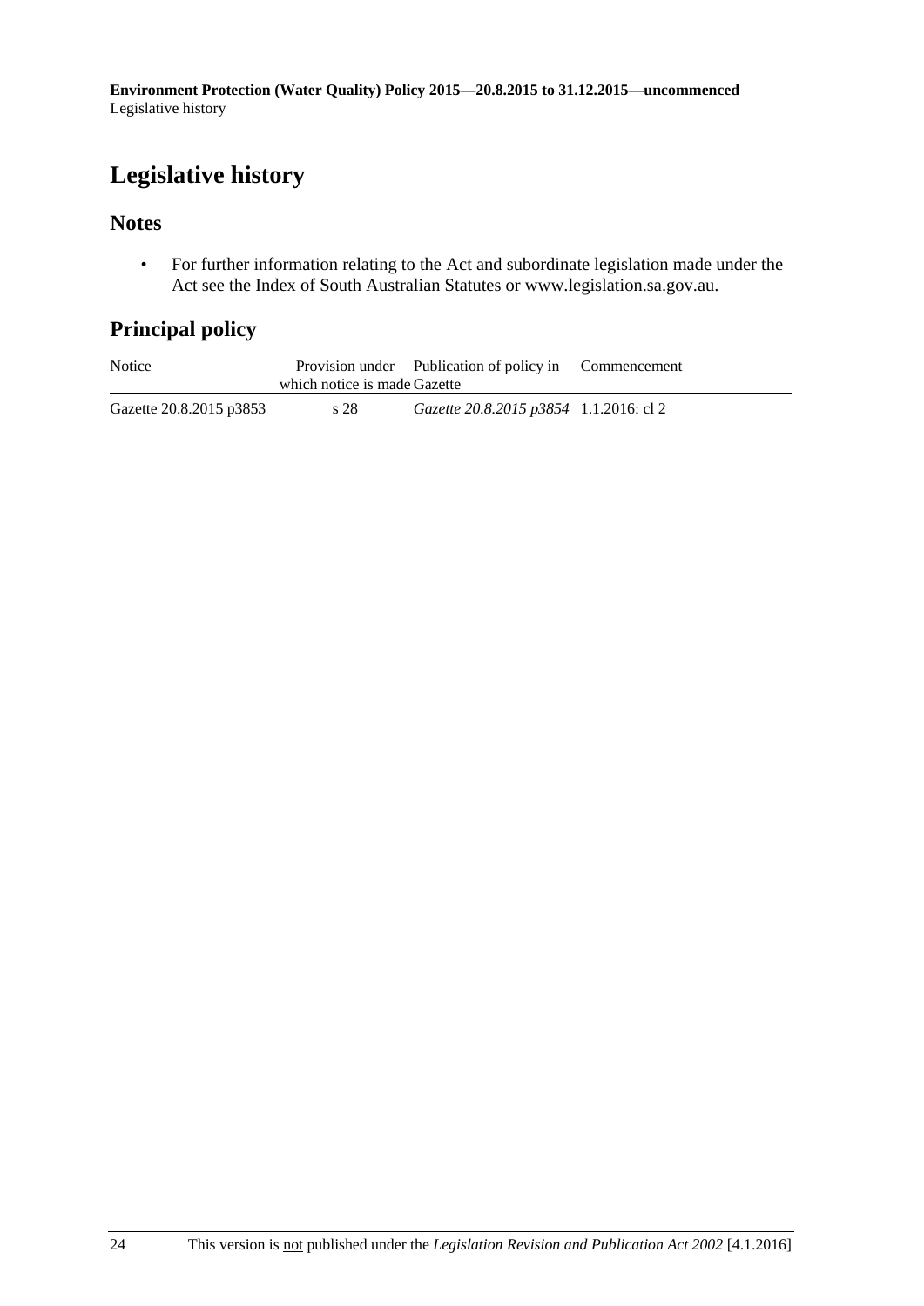# Legislative history

## Notes

- For further information relating to the Act and subordinate legislation made under the Act see the Index of South Australian Statutes or www.legislation.sa.gov.au.

## Principal policy

| Notice | Provision under which notice is made | Publication of policy in Gazette | Commencement |
|---|---|---|---|
| Gazette 20.8.2015 p3853 | s 28 | *Gazette 20.8.2015 p3854* | 1.1.2016: cl 2 |